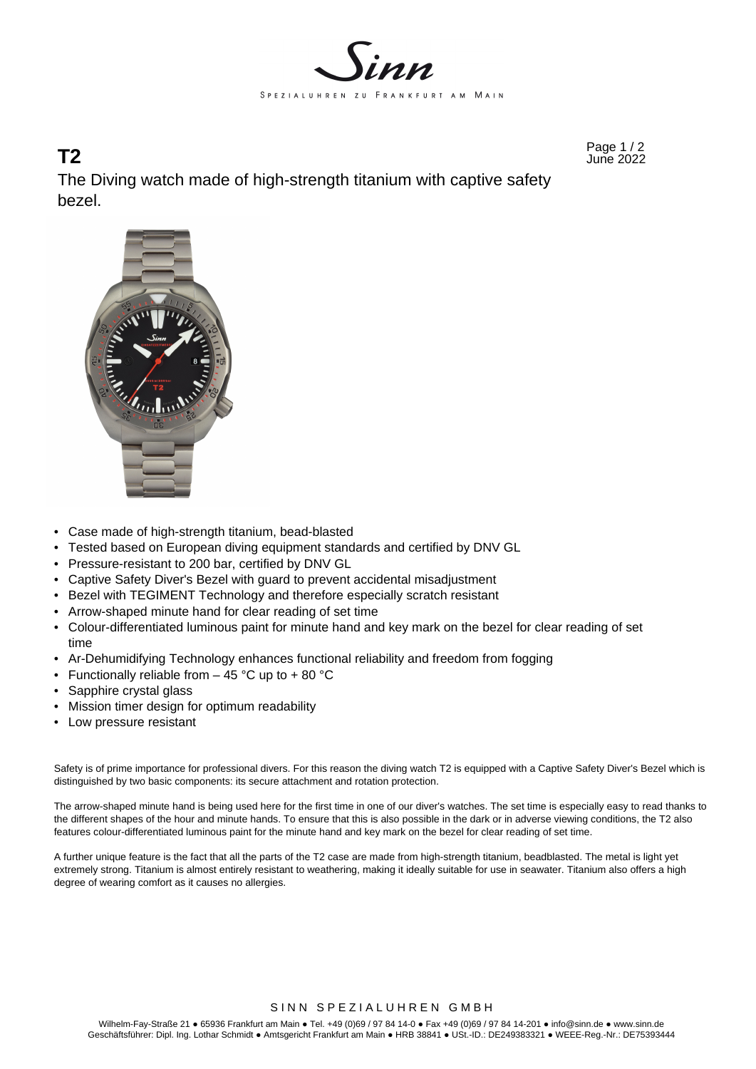# T2

The Diving watch made of high-strength titanium with captive safety bezel.

- Case made of high-strength titanium, bead-blasted
- Tested based on European diving equipment standards and certified by DNV GL
- Pressure-resistant to 200 bar, certified by DNV GL
- Captive Safety Diver's Bezel with guard to prevent accidental misadjustment
- Bezel with TEGIMENT Technology and therefore especially scratch resistant
- Arrow-shaped minute hand for clear reading of set time
- Colour-differentiated luminous paint for minute hand and key mark on the bezel for clear reading of set time
- Ar-Dehumidifying Technology enhances functional reliability and freedom from fogging
- Functionally reliable from – 45 °C up to + 80 °C
- Sapphire crystal glass
- Mission timer design for optimum readability
- Low pressure resistant

Safety is of prime importance for professional divers. For this reason the diving watch T2 is equipped with a Captive Safety Diver's Bezel which is distinguished by two basic components: its secure attachment and rotation protection.

The arrow-shaped minute hand is being used here for the first time in one of our diver's watches. The set time is especially easy to read thanks to the different shapes of the hour and minute hands. To ensure that this is also possible in the dark or in adverse viewing conditions, the T2 also features colour-differentiated luminous paint for the minute hand and key mark on the bezel for clear reading of set time.

A further unique feature is the fact that all the parts of the T2 case are made from high-strength titanium, beadblasted. The metal is light yet extremely strong. Titanium is almost entirely resistant to weathering, making it ideally suitable for use in seawater. Titanium also offers a high degree of wearing comfort as it causes no allergies.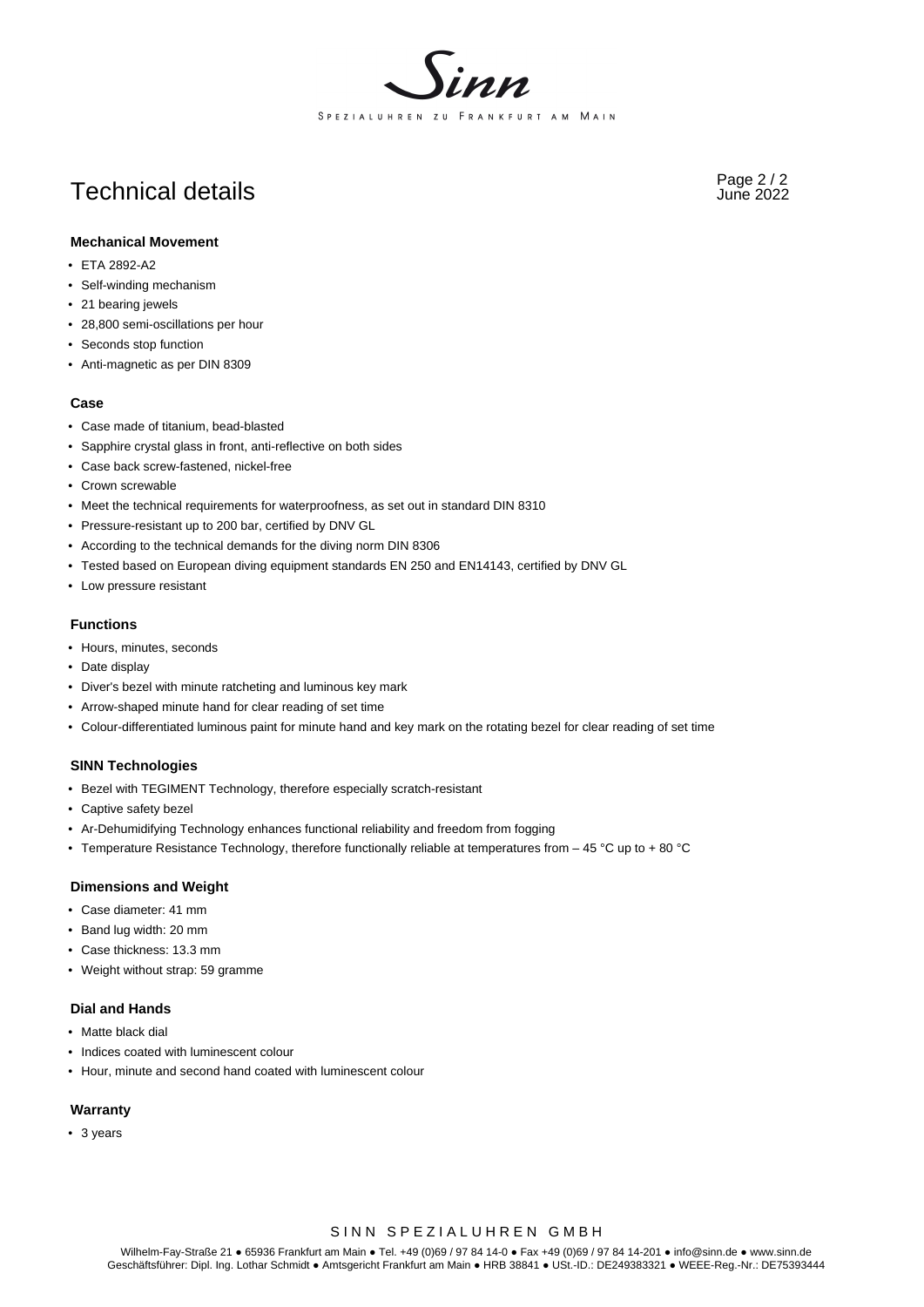# Technical details

June 2022

### Mechanical Movement

- ETA 2892-A2
- Self-winding mechanism
- 21 bearing jewels
- 28,800 semi-oscillations per hour
- Seconds stop function
- Anti-magnetic as per DIN 8309

### Case

- Case made of titanium, bead-blasted
- Sapphire crystal glass in front, anti-reflective on both sides
- Case back screw-fastened, nickel-free
- Crown screwable
- Meet the technical requirements for waterproofness, as set out in standard DIN 8310
- Pressure-resistant up to 200 bar, certified by DNV GL
- According to the technical demands for the diving norm DIN 8306
- Tested based on European diving equipment standards EN 250 and EN14143, certified by DNV GL
- Low pressure resistant

### Functions

- Hours, minutes, seconds
- Date display
- Diver's bezel with minute ratcheting and luminous key mark
- Arrow-shaped minute hand for clear reading of set time
- Colour-differentiated luminous paint for minute hand and key mark on the rotating bezel for clear reading of set time

### SINN Technologies

- Bezel with TEGIMENT Technology, therefore especially scratch-resistant
- Captive safety bezel
- Ar-Dehumidifying Technology enhances functional reliability and freedom from fogging
- Temperature Resistance Technology, therefore functionally reliable at temperatures from – 45 °C up to + 80 °C

### Dimensions and Weight

- Case diameter: 41 mm
- Band lug width: 20 mm
- Case thickness: 13.3 mm
- Weight without strap: 59 gramme

### Dial and Hands

- Matte black dial
- Indices coated with luminescent colour
- Hour, minute and second hand coated with luminescent colour

### Warranty

- 3 years

SINN SPEZIALUHREN GMBH

Wilhelm-Fay-Straße 21 ● 65936 Frankfurt am Main ● Tel. +49 (0)69 / 97 84 14-0 ● Fax +49 (0)69 / 97 84 14-201 ● info@sinn.de ● www.sinn.de
Geschäftsführer: Dipl. Ing. Lothar Schmidt ● Amtsgericht Frankfurt am Main ● HRB 38841 ● USt.-ID.: DE249383321 ● WEEE-Reg.-Nr.: DE75393444